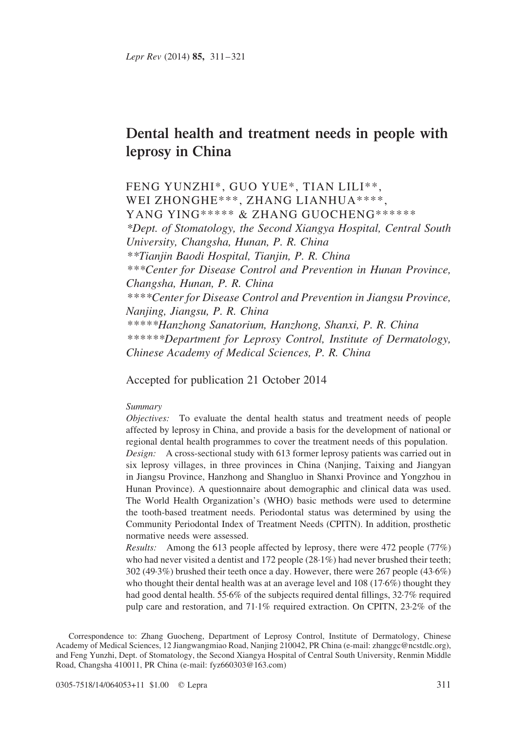# Dental health and treatment needs in people with leprosy in China

FENG YUNZHI*, GUO YUE*, TIAN LILI**, WEI ZHONGHE***, ZHANG LIANHUA****, YANG YING***** & ZHANG GUOCHENG******

*\*Dept. of Stomatology, the Second Xiangya Hospital, Central South University, Changsha, Hunan, P. R. China*
*\*\*Tianjin Baodi Hospital, Tianjin, P. R. China*
*\*\*\*Center for Disease Control and Prevention in Hunan Province, Changsha, Hunan, P. R. China*
*\*\*\*\*Center for Disease Control and Prevention in Jiangsu Province, Nanjing, Jiangsu, P. R. China*
*\*\*\*\*\*Hanzhong Sanatorium, Hanzhong, Shanxi, P. R. China*
*\*\*\*\*\*\*Department for Leprosy Control, Institute of Dermatology, Chinese Academy of Medical Sciences, P. R. China*

Accepted for publication 21 October 2014

*Summary*

*Objectives:* To evaluate the dental health status and treatment needs of people affected by leprosy in China, and provide a basis for the development of national or regional dental health programmes to cover the treatment needs of this population.

*Design:* A cross-sectional study with 613 former leprosy patients was carried out in six leprosy villages, in three provinces in China (Nanjing, Taixing and Jiangyan in Jiangsu Province, Hanzhong and Shangluo in Shanxi Province and Yongzhou in Hunan Province). A questionnaire about demographic and clinical data was used. The World Health Organization's (WHO) basic methods were used to determine the tooth-based treatment needs. Periodontal status was determined by using the Community Periodontal Index of Treatment Needs (CPITN). In addition, prosthetic normative needs were assessed.

*Results:* Among the 613 people affected by leprosy, there were 472 people (77%) who had never visited a dentist and 172 people (28·1%) had never brushed their teeth; 302 (49·3%) brushed their teeth once a day. However, there were 267 people (43·6%) who thought their dental health was at an average level and 108 (17·6%) thought they had good dental health. 55·6% of the subjects required dental fillings, 32·7% required pulp care and restoration, and 71·1% required extraction. On CPITN, 23·2% of the

Correspondence to: Zhang Guocheng, Department of Leprosy Control, Institute of Dermatology, Chinese Academy of Medical Sciences, 12 Jiangwangmiao Road, Nanjing 210042, PR China (e-mail: zhanggc@ncstdlc.org), and Feng Yunzhi, Dept. of Stomatology, the Second Xiangya Hospital of Central South University, Renmin Middle Road, Changsha 410011, PR China (e-mail: fyz660303@163.com)

0305-7518/14/064053+11 $1.00 © Lepra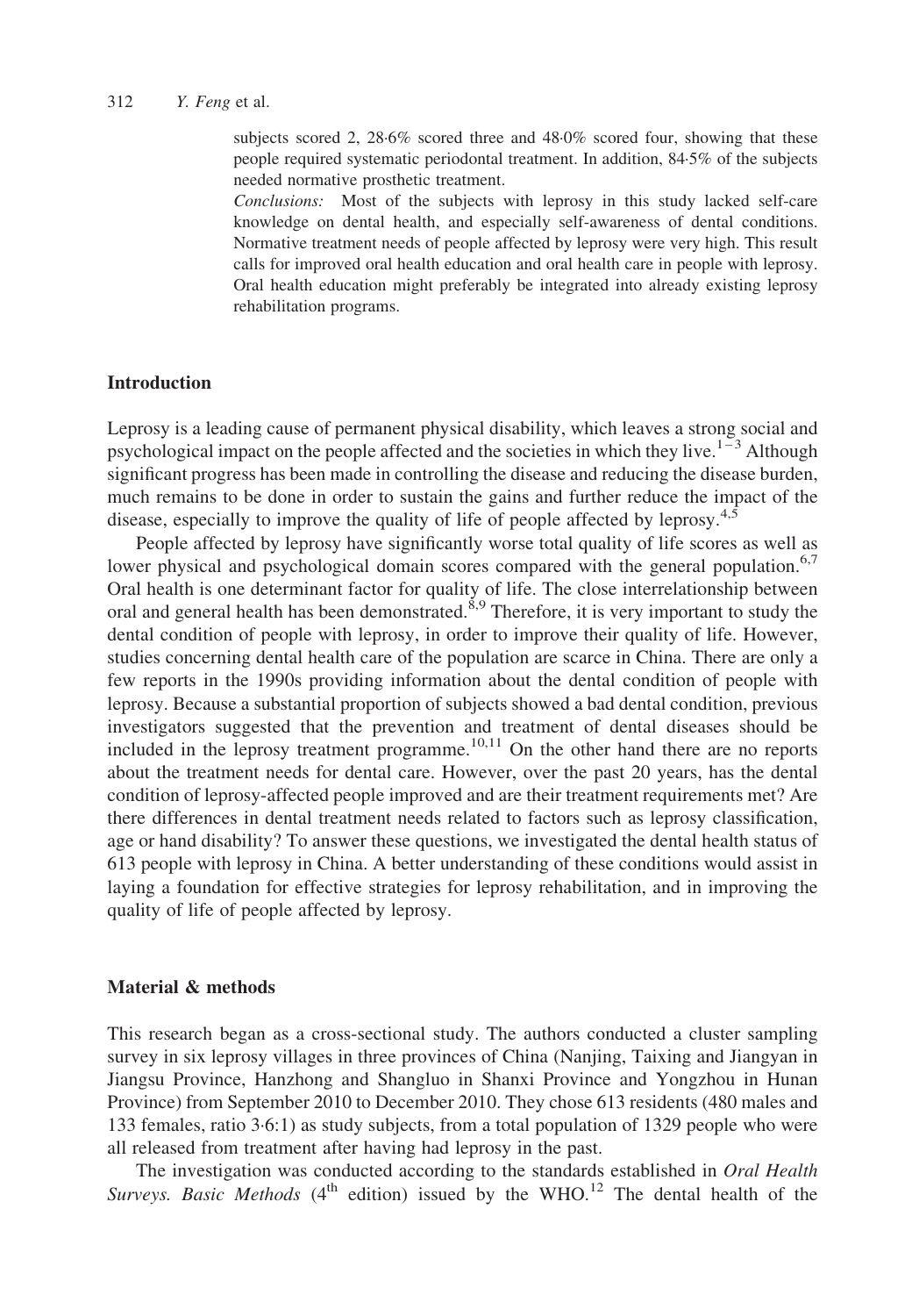subjects scored 2, 28·6% scored three and 48·0% scored four, showing that these people required systematic periodontal treatment. In addition, 84·5% of the subjects needed normative prosthetic treatment.

*Conclusions:* Most of the subjects with leprosy in this study lacked self-care knowledge on dental health, and especially self-awareness of dental conditions. Normative treatment needs of people affected by leprosy were very high. This result calls for improved oral health education and oral health care in people with leprosy. Oral health education might preferably be integrated into already existing leprosy rehabilitation programs.

## Introduction

Leprosy is a leading cause of permanent physical disability, which leaves a strong social and psychological impact on the people affected and the societies in which they live.[1–3] Although significant progress has been made in controlling the disease and reducing the disease burden, much remains to be done in order to sustain the gains and further reduce the impact of the disease, especially to improve the quality of life of people affected by leprosy.[4,5]

People affected by leprosy have significantly worse total quality of life scores as well as lower physical and psychological domain scores compared with the general population.[6,7] Oral health is one determinant factor for quality of life. The close interrelationship between oral and general health has been demonstrated.[8,9] Therefore, it is very important to study the dental condition of people with leprosy, in order to improve their quality of life. However, studies concerning dental health care of the population are scarce in China. There are only a few reports in the 1990s providing information about the dental condition of people with leprosy. Because a substantial proportion of subjects showed a bad dental condition, previous investigators suggested that the prevention and treatment of dental diseases should be included in the leprosy treatment programme.[10,11] On the other hand there are no reports about the treatment needs for dental care. However, over the past 20 years, has the dental condition of leprosy-affected people improved and are their treatment requirements met? Are there differences in dental treatment needs related to factors such as leprosy classification, age or hand disability? To answer these questions, we investigated the dental health status of 613 people with leprosy in China. A better understanding of these conditions would assist in laying a foundation for effective strategies for leprosy rehabilitation, and in improving the quality of life of people affected by leprosy.

## Material & methods

This research began as a cross-sectional study. The authors conducted a cluster sampling survey in six leprosy villages in three provinces of China (Nanjing, Taixing and Jiangyan in Jiangsu Province, Hanzhong and Shangluo in Shanxi Province and Yongzhou in Hunan Province) from September 2010 to December 2010. They chose 613 residents (480 males and 133 females, ratio 3·6:1) as study subjects, from a total population of 1329 people who were all released from treatment after having had leprosy in the past.

The investigation was conducted according to the standards established in *Oral Health Surveys. Basic Methods* (4th edition) issued by the WHO.[12] The dental health of the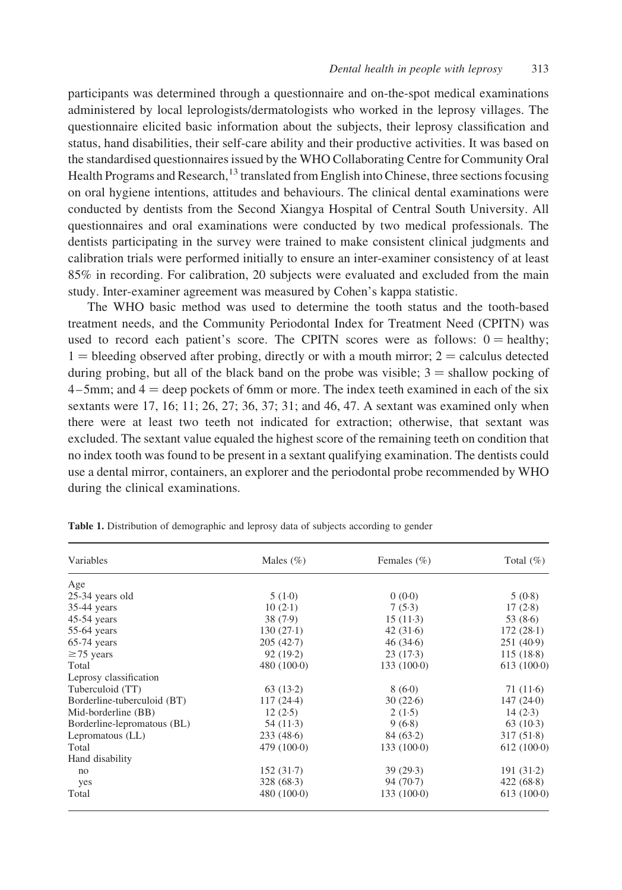participants was determined through a questionnaire and on-the-spot medical examinations administered by local leprologists/dermatologists who worked in the leprosy villages. The questionnaire elicited basic information about the subjects, their leprosy classification and status, hand disabilities, their self-care ability and their productive activities. It was based on the standardised questionnaires issued by the WHO Collaborating Centre for Community Oral Health Programs and Research,[13] translated from English into Chinese, three sections focusing on oral hygiene intentions, attitudes and behaviours. The clinical dental examinations were conducted by dentists from the Second Xiangya Hospital of Central South University. All questionnaires and oral examinations were conducted by two medical professionals. The dentists participating in the survey were trained to make consistent clinical judgments and calibration trials were performed initially to ensure an inter-examiner consistency of at least 85% in recording. For calibration, 20 subjects were evaluated and excluded from the main study. Inter-examiner agreement was measured by Cohen's kappa statistic.

The WHO basic method was used to determine the tooth status and the tooth-based treatment needs, and the Community Periodontal Index for Treatment Need (CPITN) was used to record each patient's score. The CPITN scores were as follows: 0 = healthy; 1 = bleeding observed after probing, directly or with a mouth mirror; 2 = calculus detected during probing, but all of the black band on the probe was visible; 3 = shallow pocking of 4–5mm; and 4 = deep pockets of 6mm or more. The index teeth examined in each of the six sextants were 17, 16; 11; 26, 27; 36, 37; 31; and 46, 47. A sextant was examined only when there were at least two teeth not indicated for extraction; otherwise, that sextant was excluded. The sextant value equaled the highest score of the remaining teeth on condition that no index tooth was found to be present in a sextant qualifying examination. The dentists could use a dental mirror, containers, an explorer and the periodontal probe recommended by WHO during the clinical examinations.

**Table 1.** Distribution of demographic and leprosy data of subjects according to gender

| Variables | Males (%) | Females (%) | Total (%) |
|---|---|---|---|
| Age | | | |
| 25-34 years old | 5 (1·0) | 0 (0·0) | 5 (0·8) |
| 35-44 years | 10 (2·1) | 7 (5·3) | 17 (2·8) |
| 45-54 years | 38 (7·9) | 15 (11·3) | 53 (8·6) |
| 55-64 years | 130 (27·1) | 42 (31·6) | 172 (28·1) |
| 65-74 years | 205 (42·7) | 46 (34·6) | 251 (40·9) |
| ≥75 years | 92 (19·2) | 23 (17·3) | 115 (18·8) |
| Total | 480 (100·0) | 133 (100·0) | 613 (100·0) |
| Leprosy classification | | | |
| Tuberculoid (TT) | 63 (13·2) | 8 (6·0) | 71 (11·6) |
| Borderline-tuberculoid (BT) | 117 (24·4) | 30 (22·6) | 147 (24·0) |
| Mid-borderline (BB) | 12 (2·5) | 2 (1·5) | 14 (2·3) |
| Borderline-lepromatous (BL) | 54 (11·3) | 9 (6·8) | 63 (10·3) |
| Lepromatous (LL) | 233 (48·6) | 84 (63·2) | 317 (51·8) |
| Total | 479 (100·0) | 133 (100·0) | 612 (100·0) |
| Hand disability | | | |
| no | 152 (31·7) | 39 (29·3) | 191 (31·2) |
| yes | 328 (68·3) | 94 (70·7) | 422 (68·8) |
| Total | 480 (100·0) | 133 (100·0) | 613 (100·0) |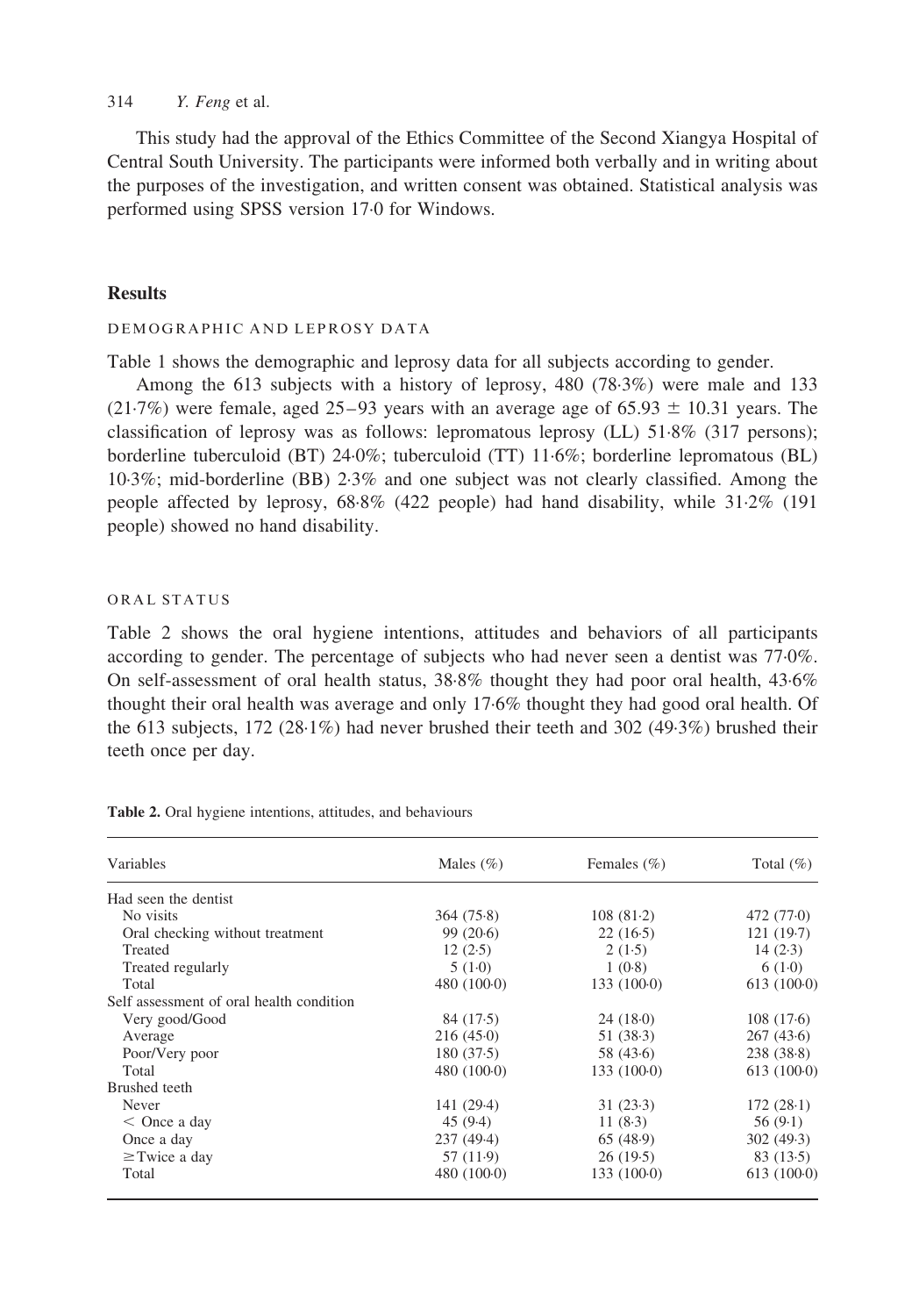This study had the approval of the Ethics Committee of the Second Xiangya Hospital of Central South University. The participants were informed both verbally and in writing about the purposes of the investigation, and written consent was obtained. Statistical analysis was performed using SPSS version 17·0 for Windows.

## Results

### DEMOGRAPHIC AND LEPROSY DATA

Table 1 shows the demographic and leprosy data for all subjects according to gender.

Among the 613 subjects with a history of leprosy, 480 (78·3%) were male and 133 (21·7%) were female, aged 25–93 years with an average age of 65.93 ± 10.31 years. The classification of leprosy was as follows: lepromatous leprosy (LL) 51·8% (317 persons); borderline tuberculoid (BT) 24·0%; tuberculoid (TT) 11·6%; borderline lepromatous (BL) 10·3%; mid-borderline (BB) 2·3% and one subject was not clearly classified. Among the people affected by leprosy, 68·8% (422 people) had hand disability, while 31·2% (191 people) showed no hand disability.

### ORAL STATUS

Table 2 shows the oral hygiene intentions, attitudes and behaviors of all participants according to gender. The percentage of subjects who had never seen a dentist was 77·0%. On self-assessment of oral health status, 38·8% thought they had poor oral health, 43·6% thought their oral health was average and only 17·6% thought they had good oral health. Of the 613 subjects, 172 (28·1%) had never brushed their teeth and 302 (49·3%) brushed their teeth once per day.

**Table 2.** Oral hygiene intentions, attitudes, and behaviours

| Variables | Males (%) | Females (%) | Total (%) |
|---|---|---|---|
| Had seen the dentist | | | |
| No visits | 364 (75·8) | 108 (81·2) | 472 (77·0) |
| Oral checking without treatment | 99 (20·6) | 22 (16·5) | 121 (19·7) |
| Treated | 12 (2·5) | 2 (1·5) | 14 (2·3) |
| Treated regularly | 5 (1·0) | 1 (0·8) | 6 (1·0) |
| Total | 480 (100·0) | 133 (100·0) | 613 (100·0) |
| Self assessment of oral health condition | | | |
| Very good/Good | 84 (17·5) | 24 (18·0) | 108 (17·6) |
| Average | 216 (45·0) | 51 (38·3) | 267 (43·6) |
| Poor/Very poor | 180 (37·5) | 58 (43·6) | 238 (38·8) |
| Total | 480 (100·0) | 133 (100·0) | 613 (100·0) |
| Brushed teeth | | | |
| Never | 141 (29·4) | 31 (23·3) | 172 (28·1) |
| < Once a day | 45 (9·4) | 11 (8·3) | 56 (9·1) |
| Once a day | 237 (49·4) | 65 (48·9) | 302 (49·3) |
| ≥Twice a day | 57 (11·9) | 26 (19·5) | 83 (13·5) |
| Total | 480 (100·0) | 133 (100·0) | 613 (100·0) |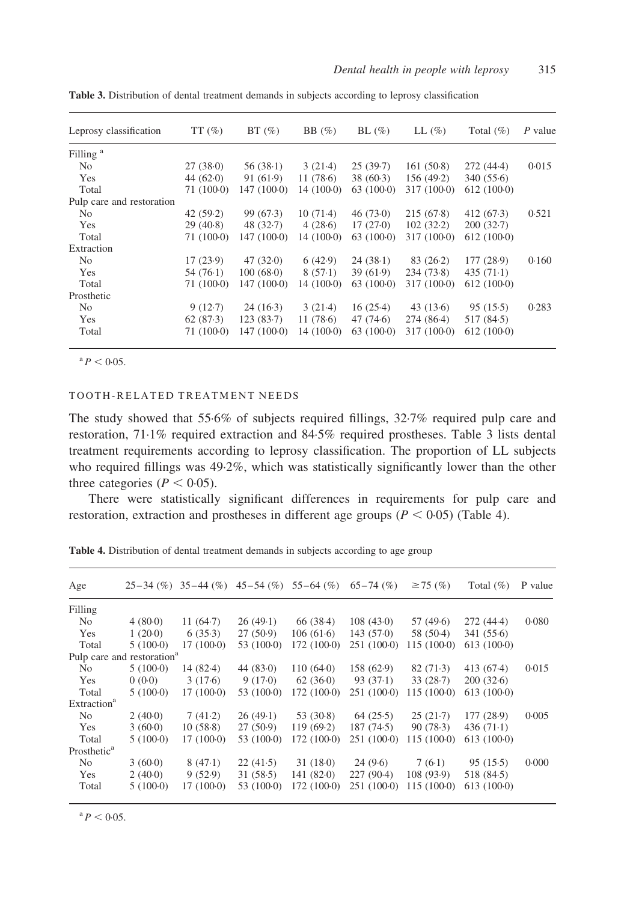**Table 3.** Distribution of dental treatment demands in subjects according to leprosy classification

| Leprosy classification | TT (%) | BT (%) | BB (%) | BL (%) | LL (%) | Total (%) | *P* value |
|---|---|---|---|---|---|---|---|
| Filling [a] | | | | | | | |
| No | 27 (38·0) | 56 (38·1) | 3 (21·4) | 25 (39·7) | 161 (50·8) | 272 (44·4) | 0·015 |
| Yes | 44 (62·0) | 91 (61·9) | 11 (78·6) | 38 (60·3) | 156 (49·2) | 340 (55·6) | |
| Total | 71 (100·0) | 147 (100·0) | 14 (100·0) | 63 (100·0) | 317 (100·0) | 612 (100·0) | |
| Pulp care and restoration | | | | | | | |
| No | 42 (59·2) | 99 (67·3) | 10 (71·4) | 46 (73·0) | 215 (67·8) | 412 (67·3) | 0·521 |
| Yes | 29 (40·8) | 48 (32·7) | 4 (28·6) | 17 (27·0) | 102 (32·2) | 200 (32·7) | |
| Total | 71 (100·0) | 147 (100·0) | 14 (100·0) | 63 (100·0) | 317 (100·0) | 612 (100·0) | |
| Extraction | | | | | | | |
| No | 17 (23·9) | 47 (32·0) | 6 (42·9) | 24 (38·1) | 83 (26·2) | 177 (28·9) | 0·160 |
| Yes | 54 (76·1) | 100 (68·0) | 8 (57·1) | 39 (61·9) | 234 (73·8) | 435 (71·1) | |
| Total | 71 (100·0) | 147 (100·0) | 14 (100·0) | 63 (100·0) | 317 (100·0) | 612 (100·0) | |
| Prosthetic | | | | | | | |
| No | 9 (12·7) | 24 (16·3) | 3 (21·4) | 16 (25·4) | 43 (13·6) | 95 (15·5) | 0·283 |
| Yes | 62 (87·3) | 123 (83·7) | 11 (78·6) | 47 (74·6) | 274 (86·4) | 517 (84·5) | |
| Total | 71 (100·0) | 147 (100·0) | 14 (100·0) | 63 (100·0) | 317 (100·0) | 612 (100·0) | |

[a] $P < 0{\cdot}05$.

### TOOTH-RELATED TREATMENT NEEDS

The study showed that 55·6% of subjects required fillings, 32·7% required pulp care and restoration, 71·1% required extraction and 84·5% required prostheses. Table 3 lists dental treatment requirements according to leprosy classification. The proportion of LL subjects who required fillings was 49·2%, which was statistically significantly lower than the other three categories ($P < 0{\cdot}05$).

There were statistically significant differences in requirements for pulp care and restoration, extraction and prostheses in different age groups ($P < 0{\cdot}05$) (Table 4).

**Table 4.** Distribution of dental treatment demands in subjects according to age group

| Age | 25–34 (%) | 35–44 (%) | 45–54 (%) | 55–64 (%) | 65–74 (%) | ≥75 (%) | Total (%) | P value |
|---|---|---|---|---|---|---|---|---|
| Filling | | | | | | | | |
| No | 4 (80·0) | 11 (64·7) | 26 (49·1) | 66 (38·4) | 108 (43·0) | 57 (49·6) | 272 (44·4) | 0·080 |
| Yes | 1 (20·0) | 6 (35·3) | 27 (50·9) | 106 (61·6) | 143 (57·0) | 58 (50·4) | 341 (55·6) | |
| Total | 5 (100·0) | 17 (100·0) | 53 (100·0) | 172 (100·0) | 251 (100·0) | 115 (100·0) | 613 (100·0) | |
| Pulp care and restoration[a] | | | | | | | | |
| No | 5 (100·0) | 14 (82·4) | 44 (83·0) | 110 (64·0) | 158 (62·9) | 82 (71·3) | 413 (67·4) | 0·015 |
| Yes | 0 (0·0) | 3 (17·6) | 9 (17·0) | 62 (36·0) | 93 (37·1) | 33 (28·7) | 200 (32·6) | |
| Total | 5 (100·0) | 17 (100·0) | 53 (100·0) | 172 (100·0) | 251 (100·0) | 115 (100·0) | 613 (100·0) | |
| Extraction[a] | | | | | | | | |
| No | 2 (40·0) | 7 (41·2) | 26 (49·1) | 53 (30·8) | 64 (25·5) | 25 (21·7) | 177 (28·9) | 0·005 |
| Yes | 3 (60·0) | 10 (58·8) | 27 (50·9) | 119 (69·2) | 187 (74·5) | 90 (78·3) | 436 (71·1) | |
| Total | 5 (100·0) | 17 (100·0) | 53 (100·0) | 172 (100·0) | 251 (100·0) | 115 (100·0) | 613 (100·0) | |
| Prosthetic[a] | | | | | | | | |
| No | 3 (60·0) | 8 (47·1) | 22 (41·5) | 31 (18·0) | 24 (9·6) | 7 (6·1) | 95 (15·5) | 0·000 |
| Yes | 2 (40·0) | 9 (52·9) | 31 (58·5) | 141 (82·0) | 227 (90·4) | 108 (93·9) | 518 (84·5) | |
| Total | 5 (100·0) | 17 (100·0) | 53 (100·0) | 172 (100·0) | 251 (100·0) | 115 (100·0) | 613 (100·0) | |

[a] $P < 0{\cdot}05$.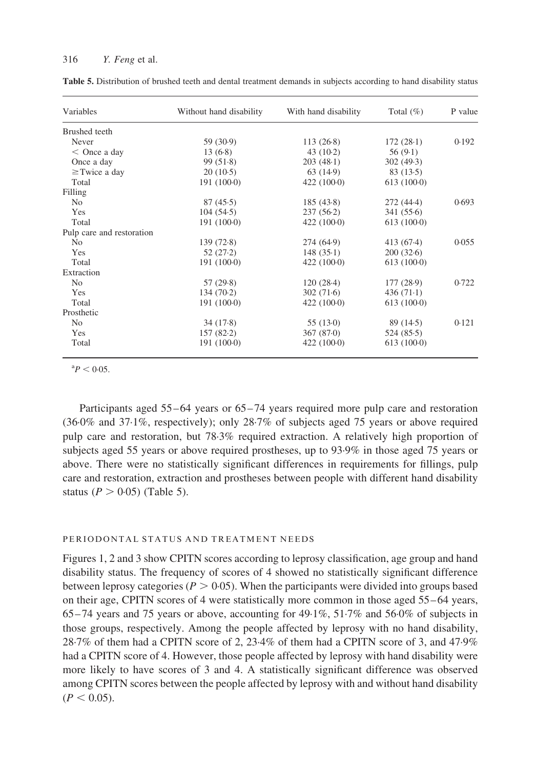**Table 5.** Distribution of brushed teeth and dental treatment demands in subjects according to hand disability status

| Variables | Without hand disability | With hand disability | Total (%) | P value |
|---|---|---|---|---|
| Brushed teeth | | | | |
| Never | 59 (30·9) | 113 (26·8) | 172 (28·1) | 0·192 |
| < Once a day | 13 (6·8) | 43 (10·2) | 56 (9·1) | |
| Once a day | 99 (51·8) | 203 (48·1) | 302 (49·3) | |
| ≥Twice a day | 20 (10·5) | 63 (14·9) | 83 (13·5) | |
| Total | 191 (100·0) | 422 (100·0) | 613 (100·0) | |
| Filling | | | | |
| No | 87 (45·5) | 185 (43·8) | 272 (44·4) | 0·693 |
| Yes | 104 (54·5) | 237 (56·2) | 341 (55·6) | |
| Total | 191 (100·0) | 422 (100·0) | 613 (100·0) | |
| Pulp care and restoration | | | | |
| No | 139 (72·8) | 274 (64·9) | 413 (67·4) | 0·055 |
| Yes | 52 (27·2) | 148 (35·1) | 200 (32·6) | |
| Total | 191 (100·0) | 422 (100·0) | 613 (100·0) | |
| Extraction | | | | |
| No | 57 (29·8) | 120 (28·4) | 177 (28·9) | 0·722 |
| Yes | 134 (70·2) | 302 (71·6) | 436 (71·1) | |
| Total | 191 (100·0) | 422 (100·0) | 613 (100·0) | |
| Prosthetic | | | | |
| No | 34 (17·8) | 55 (13·0) | 89 (14·5) | 0·121 |
| Yes | 157 (82·2) | 367 (87·0) | 524 (85·5) | |
| Total | 191 (100·0) | 422 (100·0) | 613 (100·0) | |

[a] $P < 0·05$.

Participants aged 55–64 years or 65–74 years required more pulp care and restoration (36·0% and 37·1%, respectively); only 28·7% of subjects aged 75 years or above required pulp care and restoration, but 78·3% required extraction. A relatively high proportion of subjects aged 55 years or above required prostheses, up to 93·9% in those aged 75 years or above. There were no statistically significant differences in requirements for fillings, pulp care and restoration, extraction and prostheses between people with different hand disability status ($P > 0·05$) (Table 5).

## Periodontal status and treatment needs

Figures 1, 2 and 3 show CPITN scores according to leprosy classification, age group and hand disability status. The frequency of scores of 4 showed no statistically significant difference between leprosy categories ($P > 0·05$). When the participants were divided into groups based on their age, CPITN scores of 4 were statistically more common in those aged 55–64 years, 65–74 years and 75 years or above, accounting for 49·1%, 51·7% and 56·0% of subjects in those groups, respectively. Among the people affected by leprosy with no hand disability, 28·7% of them had a CPITN score of 2, 23·4% of them had a CPITN score of 3, and 47·9% had a CPITN score of 4. However, those people affected by leprosy with hand disability were more likely to have scores of 3 and 4. A statistically significant difference was observed among CPITN scores between the people affected by leprosy with and without hand disability ($P < 0.05$).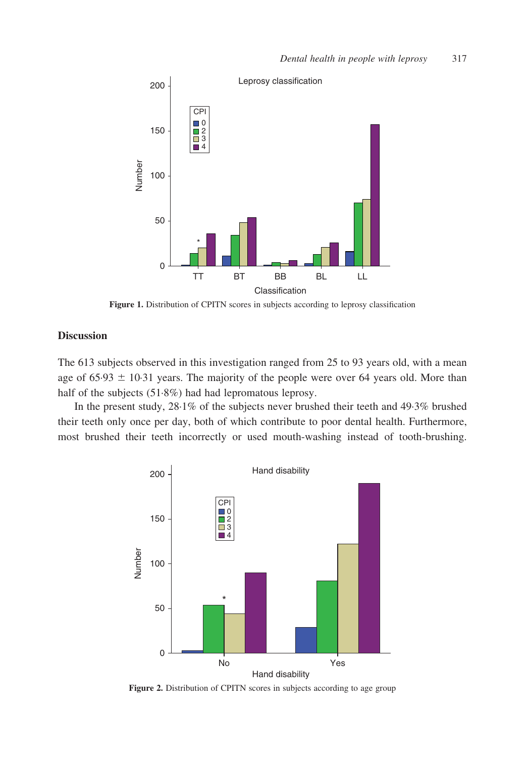Figure 1. Distribution of CPITN scores in subjects according to leprosy classification

## Discussion

The 613 subjects observed in this investigation ranged from 25 to 93 years old, with a mean age of 65·93 ± 10·31 years. The majority of the people were over 64 years old. More than half of the subjects (51·8%) had had lepromatous leprosy.

In the present study, 28·1% of the subjects never brushed their teeth and 49·3% brushed their teeth only once per day, both of which contribute to poor dental health. Furthermore, most brushed their teeth incorrectly or used mouth-washing instead of tooth-brushing.

Figure 2. Distribution of CPITN scores in subjects according to age group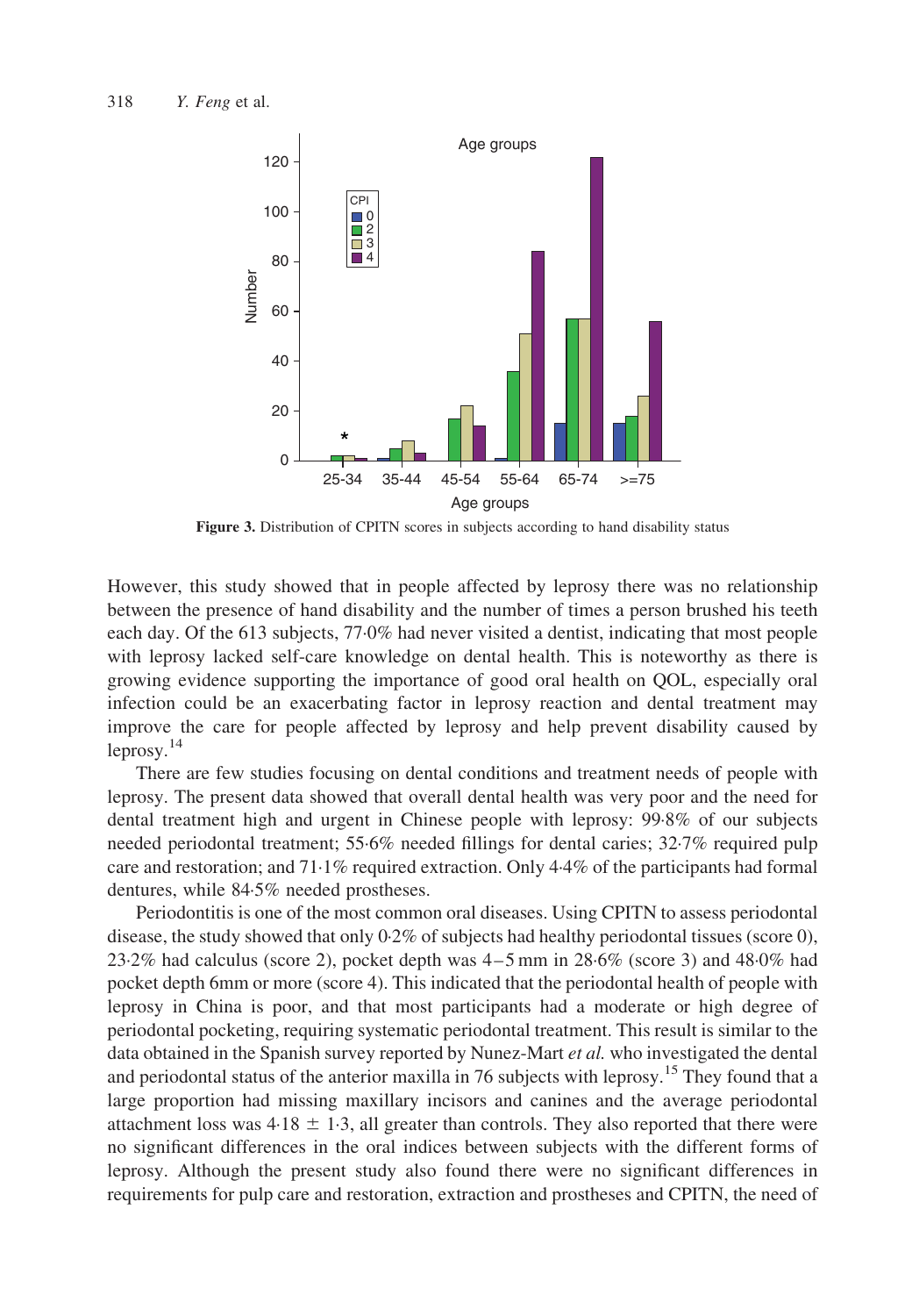**Figure 3.** Distribution of CPITN scores in subjects according to hand disability status

However, this study showed that in people affected by leprosy there was no relationship between the presence of hand disability and the number of times a person brushed his teeth each day. Of the 613 subjects, 77·0% had never visited a dentist, indicating that most people with leprosy lacked self-care knowledge on dental health. This is noteworthy as there is growing evidence supporting the importance of good oral health on QOL, especially oral infection could be an exacerbating factor in leprosy reaction and dental treatment may improve the care for people affected by leprosy and help prevent disability caused by leprosy.[14]

There are few studies focusing on dental conditions and treatment needs of people with leprosy. The present data showed that overall dental health was very poor and the need for dental treatment high and urgent in Chinese people with leprosy: 99·8% of our subjects needed periodontal treatment; 55·6% needed fillings for dental caries; 32·7% required pulp care and restoration; and 71·1% required extraction. Only 4·4% of the participants had formal dentures, while 84·5% needed prostheses.

Periodontitis is one of the most common oral diseases. Using CPITN to assess periodontal disease, the study showed that only 0·2% of subjects had healthy periodontal tissues (score 0), 23·2% had calculus (score 2), pocket depth was 4–5 mm in 28·6% (score 3) and 48·0% had pocket depth 6mm or more (score 4). This indicated that the periodontal health of people with leprosy in China is poor, and that most participants had a moderate or high degree of periodontal pocketing, requiring systematic periodontal treatment. This result is similar to the data obtained in the Spanish survey reported by Nunez-Mart *et al.* who investigated the dental and periodontal status of the anterior maxilla in 76 subjects with leprosy.[15] They found that a large proportion had missing maxillary incisors and canines and the average periodontal attachment loss was $4{\cdot}18 \pm 1{\cdot}3$, all greater than controls. They also reported that there were no significant differences in the oral indices between subjects with the different forms of leprosy. Although the present study also found there were no significant differences in requirements for pulp care and restoration, extraction and prostheses and CPITN, the need of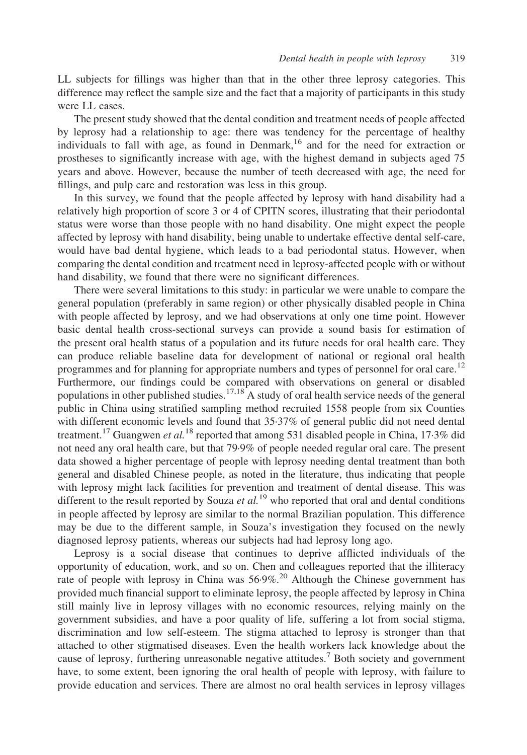LL subjects for fillings was higher than that in the other three leprosy categories. This difference may reflect the sample size and the fact that a majority of participants in this study were LL cases.

The present study showed that the dental condition and treatment needs of people affected by leprosy had a relationship to age: there was tendency for the percentage of healthy individuals to fall with age, as found in Denmark,[16] and for the need for extraction or prostheses to significantly increase with age, with the highest demand in subjects aged 75 years and above. However, because the number of teeth decreased with age, the need for fillings, and pulp care and restoration was less in this group.

In this survey, we found that the people affected by leprosy with hand disability had a relatively high proportion of score 3 or 4 of CPITN scores, illustrating that their periodontal status were worse than those people with no hand disability. One might expect the people affected by leprosy with hand disability, being unable to undertake effective dental self-care, would have bad dental hygiene, which leads to a bad periodontal status. However, when comparing the dental condition and treatment need in leprosy-affected people with or without hand disability, we found that there were no significant differences.

There were several limitations to this study: in particular we were unable to compare the general population (preferably in same region) or other physically disabled people in China with people affected by leprosy, and we had observations at only one time point. However basic dental health cross-sectional surveys can provide a sound basis for estimation of the present oral health status of a population and its future needs for oral health care. They can produce reliable baseline data for development of national or regional oral health programmes and for planning for appropriate numbers and types of personnel for oral care.[12] Furthermore, our findings could be compared with observations on general or disabled populations in other published studies.[17,18] A study of oral health service needs of the general public in China using stratified sampling method recruited 1558 people from six Counties with different economic levels and found that 35·37% of general public did not need dental treatment.[17] Guangwen *et al.*[18] reported that among 531 disabled people in China, 17·3% did not need any oral health care, but that 79·9% of people needed regular oral care. The present data showed a higher percentage of people with leprosy needing dental treatment than both general and disabled Chinese people, as noted in the literature, thus indicating that people with leprosy might lack facilities for prevention and treatment of dental disease. This was different to the result reported by Souza *et al.*[19] who reported that oral and dental conditions in people affected by leprosy are similar to the normal Brazilian population. This difference may be due to the different sample, in Souza's investigation they focused on the newly diagnosed leprosy patients, whereas our subjects had had leprosy long ago.

Leprosy is a social disease that continues to deprive afflicted individuals of the opportunity of education, work, and so on. Chen and colleagues reported that the illiteracy rate of people with leprosy in China was 56·9%.[20] Although the Chinese government has provided much financial support to eliminate leprosy, the people affected by leprosy in China still mainly live in leprosy villages with no economic resources, relying mainly on the government subsidies, and have a poor quality of life, suffering a lot from social stigma, discrimination and low self-esteem. The stigma attached to leprosy is stronger than that attached to other stigmatised diseases. Even the health workers lack knowledge about the cause of leprosy, furthering unreasonable negative attitudes.[7] Both society and government have, to some extent, been ignoring the oral health of people with leprosy, with failure to provide education and services. There are almost no oral health services in leprosy villages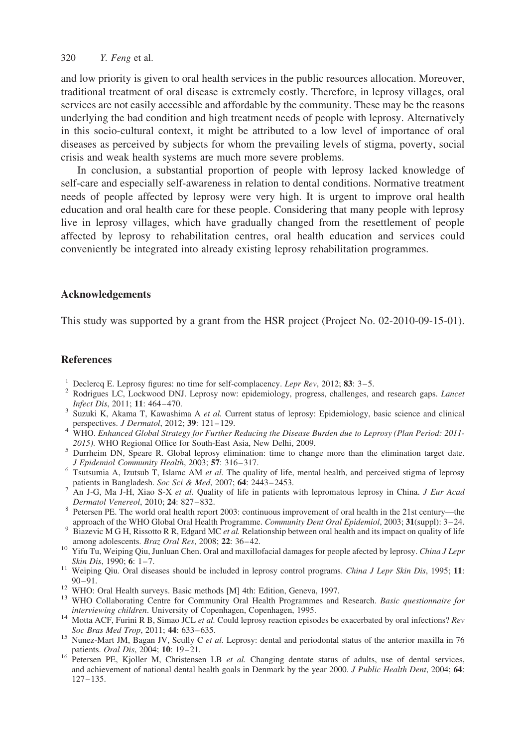and low priority is given to oral health services in the public resources allocation. Moreover, traditional treatment of oral disease is extremely costly. Therefore, in leprosy villages, oral services are not easily accessible and affordable by the community. These may be the reasons underlying the bad condition and high treatment needs of people with leprosy. Alternatively in this socio-cultural context, it might be attributed to a low level of importance of oral diseases as perceived by subjects for whom the prevailing levels of stigma, poverty, social crisis and weak health systems are much more severe problems.

In conclusion, a substantial proportion of people with leprosy lacked knowledge of self-care and especially self-awareness in relation to dental conditions. Normative treatment needs of people affected by leprosy were very high. It is urgent to improve oral health education and oral health care for these people. Considering that many people with leprosy live in leprosy villages, which have gradually changed from the resettlement of people affected by leprosy to rehabilitation centres, oral health education and services could conveniently be integrated into already existing leprosy rehabilitation programmes.

## Acknowledgements

This study was supported by a grant from the HSR project (Project No. 02-2010-09-15-01).

## References

1. Declercq E. Leprosy figures: no time for self-complacency. *Lepr Rev*, 2012; **83**: 3–5.
2. Rodrigues LC, Lockwood DNJ. Leprosy now: epidemiology, progress, challenges, and research gaps. *Lancet Infect Dis*, 2011; **11**: 464–470.
3. Suzuki K, Akama T, Kawashima A *et al.* Current status of leprosy: Epidemiology, basic science and clinical perspectives. *J Dermatol*, 2012; **39**: 121–129.
4. WHO. *Enhanced Global Strategy for Further Reducing the Disease Burden due to Leprosy (Plan Period: 2011-2015)*. WHO Regional Office for South-East Asia, New Delhi, 2009.
5. Durrheim DN, Speare R. Global leprosy elimination: time to change more than the elimination target date. *J Epidemiol Community Health*, 2003; **57**: 316–317.
6. Tsutsumia A, Izutsub T, Islamc AM *et al.* The quality of life, mental health, and perceived stigma of leprosy patients in Bangladesh. *Soc Sci & Med*, 2007; **64**: 2443–2453.
7. An J-G, Ma J-H, Xiao S-X *et al.* Quality of life in patients with lepromatous leprosy in China. *J Eur Acad Dermatol Venereol*, 2010; **24**: 827–832.
8. Petersen PE. The world oral health report 2003: continuous improvement of oral health in the 21st century—the approach of the WHO Global Oral Health Programme. *Community Dent Oral Epidemiol*, 2003; **31**(suppl): 3–24.
9. Biazevic M G H, Rissotto R R, Edgard MC *et al.* Relationship between oral health and its impact on quality of life among adolescents. *Braz Oral Res*, 2008; **22**: 36–42.
10. Yifu Tu, Weiping Qiu, Junluan Chen. Oral and maxillofacial damages for people afected by leprosy. *China J Lepr Skin Dis*, 1990; **6**: 1–7.
11. Weiping Qiu. Oral diseases should be included in leprosy control programs. *China J Lepr Skin Dis*, 1995; **11**: 90–91.
12. WHO: Oral Health surveys. Basic methods [M] 4th: Edition, Geneva, 1997.
13. WHO Collaborating Centre for Community Oral Health Programmes and Research. *Basic questionnaire for interviewing children*. University of Copenhagen, Copenhagen, 1995.
14. Motta ACF, Furini R B, Simao JCL *et al.* Could leprosy reaction episodes be exacerbated by oral infections? *Rev Soc Bras Med Trop*, 2011; **44**: 633–635.
15. Nunez-Mart JM, Bagan JV, Scully C *et al.* Leprosy: dental and periodontal status of the anterior maxilla in 76 patients. *Oral Dis*, 2004; **10**: 19–21.
16. Petersen PE, Kjoller M, Christensen LB *et al.* Changing dentate status of adults, use of dental services, and achievement of national dental health goals in Denmark by the year 2000. *J Public Health Dent*, 2004; **64**: 127–135.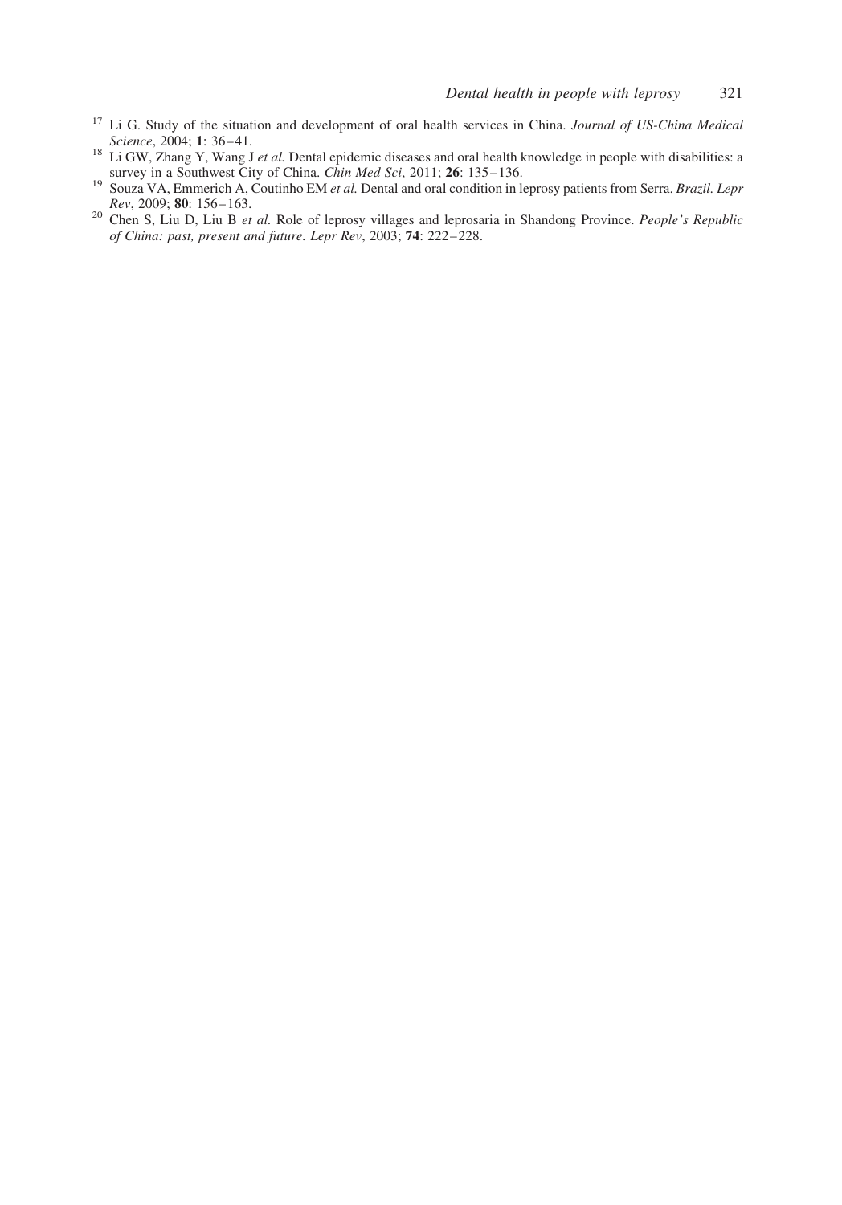[17] Li G. Study of the situation and development of oral health services in China. *Journal of US-China Medical Science*, 2004; **1**: 36–41.

[18] Li GW, Zhang Y, Wang J *et al.* Dental epidemic diseases and oral health knowledge in people with disabilities: a survey in a Southwest City of China. *Chin Med Sci*, 2011; **26**: 135–136.

[19] Souza VA, Emmerich A, Coutinho EM *et al.* Dental and oral condition in leprosy patients from Serra. *Brazil. Lepr Rev*, 2009; **80**: 156–163.

[20] Chen S, Liu D, Liu B *et al.* Role of leprosy villages and leprosaria in Shandong Province. *People's Republic of China: past, present and future. Lepr Rev*, 2003; **74**: 222–228.